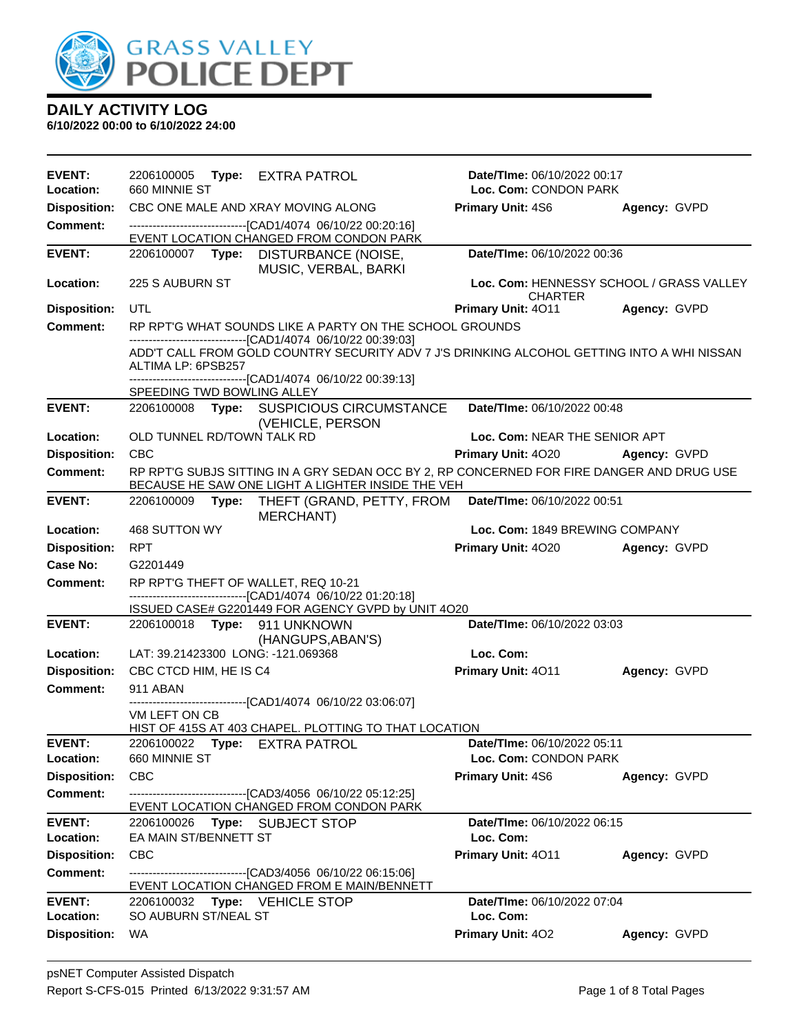# GRASS VALLEY POLICE DEPT

## DAILY ACTIVITY LOG

**6/10/2022 00:00 to 6/10/2022 24:00**

---

**EVENT:** 2206100005 **Type:** EXTRA PATROL **Date/TIme:** 06/10/2022 00:17
**Location:** 660 MINNIE ST **Loc. Com:** CONDON PARK
**Disposition:** CBC ONE MALE AND XRAY MOVING ALONG **Primary Unit:** 4S6 **Agency:** GVPD
**Comment:** -------------------------------[CAD1/4074 06/10/22 00:20:16]
EVENT LOCATION CHANGED FROM CONDON PARK

---

**EVENT:** 2206100007 **Type:** DISTURBANCE (NOISE, MUSIC, VERBAL, BARKI **Date/TIme:** 06/10/2022 00:36
**Location:** 225 S AUBURN ST **Loc. Com:** HENNESSY SCHOOL / GRASS VALLEY CHARTER
**Disposition:** UTL **Primary Unit:** 4O11 **Agency:** GVPD
**Comment:** RP RPT'G WHAT SOUNDS LIKE A PARTY ON THE SCHOOL GROUNDS
-------------------------------[CAD1/4074 06/10/22 00:39:03]
ADD'T CALL FROM GOLD COUNTRY SECURITY ADV 7 J'S DRINKING ALCOHOL GETTING INTO A WHI NISSAN ALTIMA LP: 6PSB257
-------------------------------[CAD1/4074 06/10/22 00:39:13]
SPEEDING TWD BOWLING ALLEY

---

**EVENT:** 2206100008 **Type:** SUSPICIOUS CIRCUMSTANCE (VEHICLE, PERSON **Date/TIme:** 06/10/2022 00:48
**Location:** OLD TUNNEL RD/TOWN TALK RD **Loc. Com:** NEAR THE SENIOR APT
**Disposition:** CBC **Primary Unit:** 4O20 **Agency:** GVPD
**Comment:** RP RPT'G SUBJS SITTING IN A GRY SEDAN OCC BY 2, RP CONCERNED FOR FIRE DANGER AND DRUG USE BECAUSE HE SAW ONE LIGHT A LIGHTER INSIDE THE VEH

---

**EVENT:** 2206100009 **Type:** THEFT (GRAND, PETTY, FROM MERCHANT) **Date/TIme:** 06/10/2022 00:51
**Location:** 468 SUTTON WY **Loc. Com:** 1849 BREWING COMPANY
**Disposition:** RPT **Primary Unit:** 4O20 **Agency:** GVPD
**Case No:** G2201449
**Comment:** RP RPT'G THEFT OF WALLET, REQ 10-21
-------------------------------[CAD1/4074 06/10/22 01:20:18]
ISSUED CASE# G2201449 FOR AGENCY GVPD by UNIT 4O20

---

**EVENT:** 2206100018 **Type:** 911 UNKNOWN (HANGUPS,ABAN'S) **Date/TIme:** 06/10/2022 03:03
**Location:** LAT: 39.21423300 LONG: -121.069368 **Loc. Com:**
**Disposition:** CBC CTCD HIM, HE IS C4 **Primary Unit:** 4O11 **Agency:** GVPD
**Comment:** 911 ABAN
-------------------------------[CAD1/4074 06/10/22 03:06:07]
VM LEFT ON CB
HIST OF 415S AT 403 CHAPEL. PLOTTING TO THAT LOCATION

---

**EVENT:** 2206100022 **Type:** EXTRA PATROL **Date/TIme:** 06/10/2022 05:11
**Location:** 660 MINNIE ST **Loc. Com:** CONDON PARK
**Disposition:** CBC **Primary Unit:** 4S6 **Agency:** GVPD
**Comment:** -------------------------------[CAD3/4056 06/10/22 05:12:25]
EVENT LOCATION CHANGED FROM CONDON PARK

---

**EVENT:** 2206100026 **Type:** SUBJECT STOP **Date/TIme:** 06/10/2022 06:15
**Location:** EA MAIN ST/BENNETT ST **Loc. Com:**
**Disposition:** CBC **Primary Unit:** 4O11 **Agency:** GVPD
**Comment:** -------------------------------[CAD3/4056 06/10/22 06:15:06]
EVENT LOCATION CHANGED FROM E MAIN/BENNETT

---

**EVENT:** 2206100032 **Type:** VEHICLE STOP **Date/TIme:** 06/10/2022 07:04
**Location:** SO AUBURN ST/NEAL ST **Loc. Com:**
**Disposition:** WA **Primary Unit:** 4O2 **Agency:** GVPD

---

psNET Computer Assisted Dispatch
Report S-CFS-015 Printed 6/13/2022 9:31:57 AM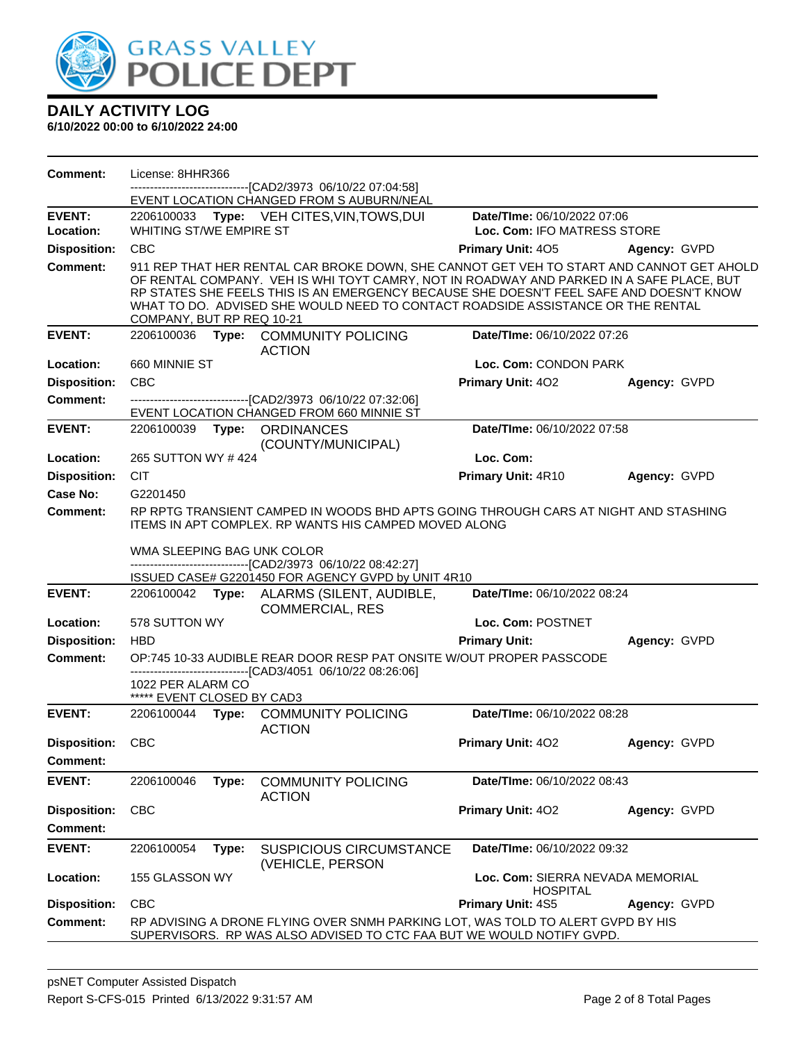# DAILY ACTIVITY LOG

**6/10/2022 00:00 to 6/10/2022 24:00**

**Comment:** License: 8HHR366
------------------------------[CAD2/3973 06/10/22 07:04:58]
EVENT LOCATION CHANGED FROM S AUBURN/NEAL

---

**EVENT:** 2206100033 **Type:** VEH CITES,VIN,TOWS,DUI **Date/TIme:** 06/10/2022 07:06
**Location:** WHITING ST/WE EMPIRE ST **Loc. Com:** IFO MATRESS STORE
**Disposition:** CBC **Primary Unit:** 4O5 **Agency:** GVPD
**Comment:** 911 REP THAT HER RENTAL CAR BROKE DOWN, SHE CANNOT GET VEH TO START AND CANNOT GET AHOLD OF RENTAL COMPANY. VEH IS WHI TOYT CAMRY, NOT IN ROADWAY AND PARKED IN A SAFE PLACE, BUT RP STATES SHE FEELS THIS IS AN EMERGENCY BECAUSE SHE DOESN'T FEEL SAFE AND DOESN'T KNOW WHAT TO DO. ADVISED SHE WOULD NEED TO CONTACT ROADSIDE ASSISTANCE OR THE RENTAL COMPANY, BUT RP REQ 10-21

---

**EVENT:** 2206100036 **Type:** COMMUNITY POLICING ACTION **Date/TIme:** 06/10/2022 07:26
**Location:** 660 MINNIE ST **Loc. Com:** CONDON PARK
**Disposition:** CBC **Primary Unit:** 4O2 **Agency:** GVPD
**Comment:** ------------------------------[CAD2/3973 06/10/22 07:32:06]
EVENT LOCATION CHANGED FROM 660 MINNIE ST

---

**EVENT:** 2206100039 **Type:** ORDINANCES (COUNTY/MUNICIPAL) **Date/TIme:** 06/10/2022 07:58
**Location:** 265 SUTTON WY # 424 **Loc. Com:**
**Disposition:** CIT **Primary Unit:** 4R10 **Agency:** GVPD
**Case No:** G2201450
**Comment:** RP RPTG TRANSIENT CAMPED IN WOODS BHD APTS GOING THROUGH CARS AT NIGHT AND STASHING ITEMS IN APT COMPLEX. RP WANTS HIS CAMPED MOVED ALONG

WMA SLEEPING BAG UNK COLOR
------------------------------[CAD2/3973 06/10/22 08:42:27]
ISSUED CASE# G2201450 FOR AGENCY GVPD by UNIT 4R10

---

**EVENT:** 2206100042 **Type:** ALARMS (SILENT, AUDIBLE, COMMERCIAL, RES **Date/TIme:** 06/10/2022 08:24
**Location:** 578 SUTTON WY **Loc. Com:** POSTNET
**Disposition:** HBD **Primary Unit:** **Agency:** GVPD
**Comment:** OP:745 10-33 AUDIBLE REAR DOOR RESP PAT ONSITE W/OUT PROPER PASSCODE
------------------------------[CAD3/4051 06/10/22 08:26:06]
1022 PER ALARM CO
***** EVENT CLOSED BY CAD3

---

**EVENT:** 2206100044 **Type:** COMMUNITY POLICING ACTION **Date/TIme:** 06/10/2022 08:28
**Disposition:** CBC **Primary Unit:** 4O2 **Agency:** GVPD
**Comment:**

---

**EVENT:** 2206100046 **Type:** COMMUNITY POLICING ACTION **Date/TIme:** 06/10/2022 08:43
**Disposition:** CBC **Primary Unit:** 4O2 **Agency:** GVPD
**Comment:**

---

**EVENT:** 2206100054 **Type:** SUSPICIOUS CIRCUMSTANCE (VEHICLE, PERSON **Date/TIme:** 06/10/2022 09:32
**Location:** 155 GLASSON WY **Loc. Com:** SIERRA NEVADA MEMORIAL HOSPITAL
**Disposition:** CBC **Primary Unit:** 4S5 **Agency:** GVPD
**Comment:** RP ADVISING A DRONE FLYING OVER SNMH PARKING LOT, WAS TOLD TO ALERT GVPD BY HIS SUPERVISORS. RP WAS ALSO ADVISED TO CTC FAA BUT WE WOULD NOTIFY GVPD.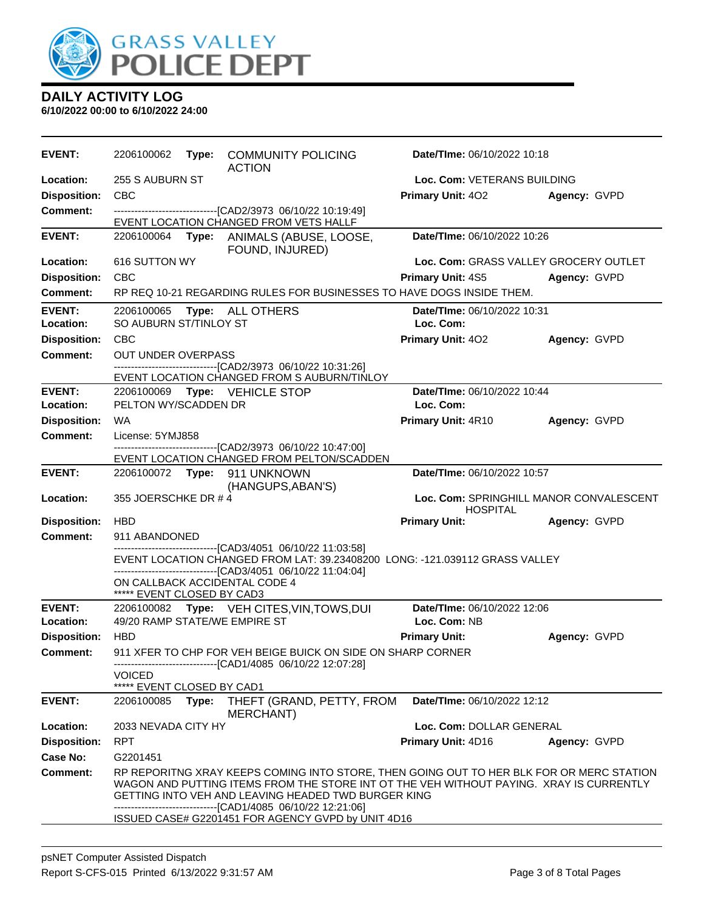# GRASS VALLEY POLICE DEPT

## DAILY ACTIVITY LOG

**6/10/2022 00:00 to 6/10/2022 24:00**

| | | | |
|---|---|---|---|
| **EVENT:** | 2206100062 **Type:** COMMUNITY POLICING ACTION | **Date/TIme:** 06/10/2022 10:18 | |
| **Location:** | 255 S AUBURN ST | **Loc. Com:** VETERANS BUILDING | |
| **Disposition:** | CBC | **Primary Unit:** 4O2 | **Agency:** GVPD |
| **Comment:** | ------------------------------[CAD2/3973 06/10/22 10:19:49] EVENT LOCATION CHANGED FROM VETS HALLF | | |

| | | | |
|---|---|---|---|
| **EVENT:** | 2206100064 **Type:** ANIMALS (ABUSE, LOOSE, FOUND, INJURED) | **Date/TIme:** 06/10/2022 10:26 | |
| **Location:** | 616 SUTTON WY | **Loc. Com:** GRASS VALLEY GROCERY OUTLET | |
| **Disposition:** | CBC | **Primary Unit:** 4S5 | **Agency:** GVPD |
| **Comment:** | RP REQ 10-21 REGARDING RULES FOR BUSINESSES TO HAVE DOGS INSIDE THEM. | | |

| | | | |
|---|---|---|---|
| **EVENT:** | 2206100065 **Type:** ALL OTHERS | **Date/TIme:** 06/10/2022 10:31 | |
| **Location:** | SO AUBURN ST/TINLOY ST | **Loc. Com:** | |
| **Disposition:** | CBC | **Primary Unit:** 4O2 | **Agency:** GVPD |
| **Comment:** | OUT UNDER OVERPASS ------------------------------[CAD2/3973 06/10/22 10:31:26] EVENT LOCATION CHANGED FROM S AUBURN/TINLOY | | |

| | | | |
|---|---|---|---|
| **EVENT:** | 2206100069 **Type:** VEHICLE STOP | **Date/TIme:** 06/10/2022 10:44 | |
| **Location:** | PELTON WY/SCADDEN DR | **Loc. Com:** | |
| **Disposition:** | WA | **Primary Unit:** 4R10 | **Agency:** GVPD |
| **Comment:** | License: 5YMJ858 ------------------------------[CAD2/3973 06/10/22 10:47:00] EVENT LOCATION CHANGED FROM PELTON/SCADDEN | | |

| | | | |
|---|---|---|---|
| **EVENT:** | 2206100072 **Type:** 911 UNKNOWN (HANGUPS,ABAN'S) | **Date/TIme:** 06/10/2022 10:57 | |
| **Location:** | 355 JOERSCHKE DR # 4 | **Loc. Com:** SPRINGHILL MANOR CONVALESCENT HOSPITAL | |
| **Disposition:** | HBD | **Primary Unit:** | **Agency:** GVPD |
| **Comment:** | 911 ABANDONED ------------------------------[CAD3/4051 06/10/22 11:03:58] EVENT LOCATION CHANGED FROM LAT: 39.23408200 LONG: -121.039112 GRASS VALLEY ------------------------------[CAD3/4051 06/10/22 11:04:04] ON CALLBACK ACCIDENTAL CODE 4 ***** EVENT CLOSED BY CAD3 | | |

| | | | |
|---|---|---|---|
| **EVENT:** | 2206100082 **Type:** VEH CITES,VIN,TOWS,DUI | **Date/TIme:** 06/10/2022 12:06 | |
| **Location:** | 49/20 RAMP STATE/WE EMPIRE ST | **Loc. Com:** NB | |
| **Disposition:** | HBD | **Primary Unit:** | **Agency:** GVPD |
| **Comment:** | 911 XFER TO CHP FOR VEH BEIGE BUICK ON SIDE ON SHARP CORNER ------------------------------[CAD1/4085 06/10/22 12:07:28] VOICED ***** EVENT CLOSED BY CAD1 | | |

| | | | |
|---|---|---|---|
| **EVENT:** | 2206100085 **Type:** THEFT (GRAND, PETTY, FROM MERCHANT) | **Date/TIme:** 06/10/2022 12:12 | |
| **Location:** | 2033 NEVADA CITY HY | **Loc. Com:** DOLLAR GENERAL | |
| **Disposition:** | RPT | **Primary Unit:** 4D16 | **Agency:** GVPD |
| **Case No:** | G2201451 | | |
| **Comment:** | RP REPORITNG XRAY KEEPS COMING INTO STORE, THEN GOING OUT TO HER BLK FOR OR MERC STATION WAGON AND PUTTING ITEMS FROM THE STORE INT OT THE VEH WITHOUT PAYING. XRAY IS CURRENTLY GETTING INTO VEH AND LEAVING HEADED TWD BURGER KING ------------------------------[CAD1/4085 06/10/22 12:21:06] ISSUED CASE# G2201451 FOR AGENCY GVPD by UNIT 4D16 | | |

psNET Computer Assisted Dispatch
Report S-CFS-015 Printed 6/13/2022 9:31:57 AM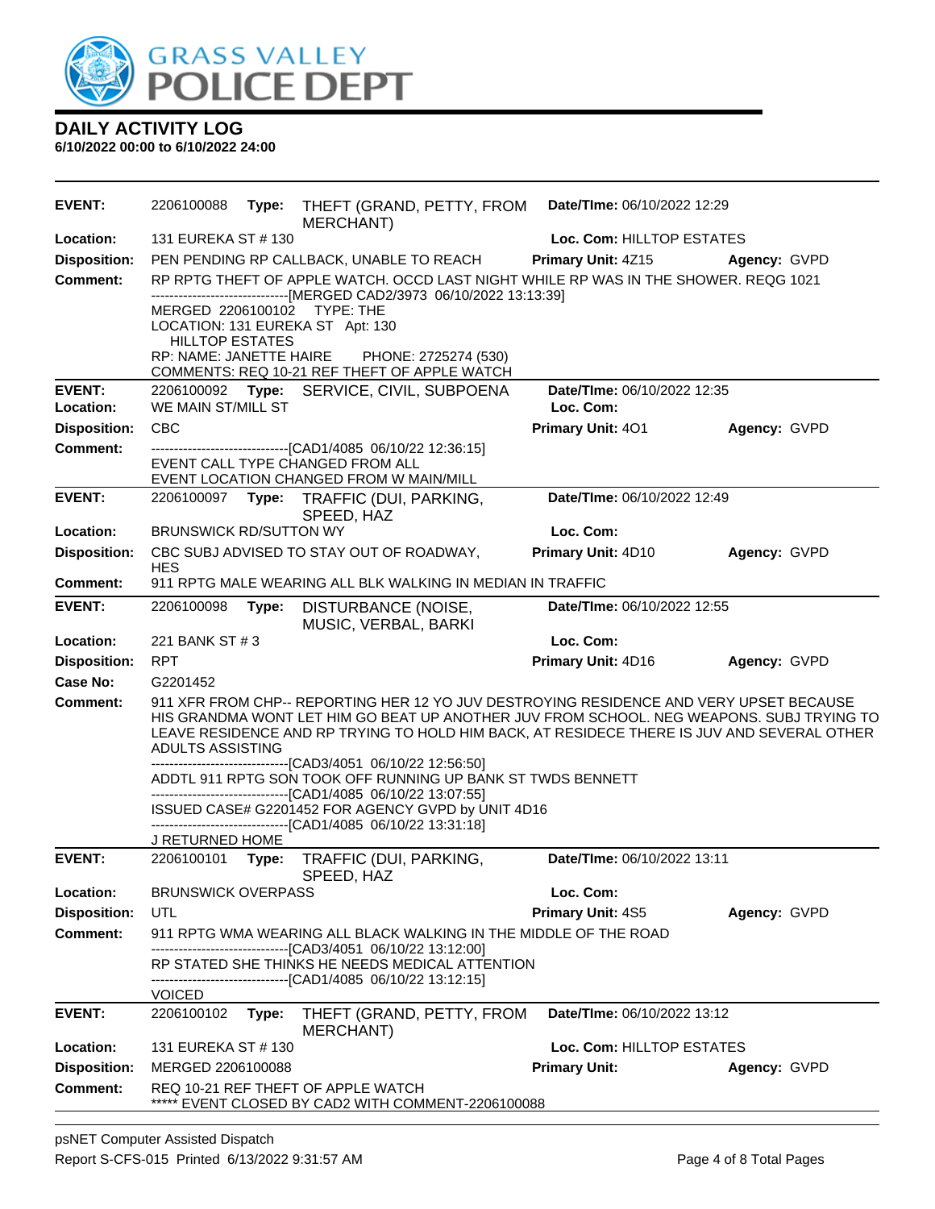# DAILY ACTIVITY LOG
**6/10/2022 00:00 to 6/10/2022 24:00**

| | | | |
|---|---|---|---|
| **EVENT:** 2206100088 | **Type:** THEFT (GRAND, PETTY, FROM MERCHANT) | **Date/TIme:** 06/10/2022 12:29 | |
| **Location:** 131 EUREKA ST # 130 | | **Loc. Com:** HILLTOP ESTATES | |
| **Disposition:** PEN PENDING RP CALLBACK, UNABLE TO REACH | | **Primary Unit:** 4Z15 | **Agency:** GVPD |

**Comment:** RP RPTG THEFT OF APPLE WATCH. OCCD LAST NIGHT WHILE RP WAS IN THE SHOWER. REQG 1021
------------------------------[MERGED CAD2/3973 06/10/2022 13:13:39]
MERGED 2206100102 TYPE: THE
LOCATION: 131 EUREKA ST Apt: 130
HILLTOP ESTATES
RP: NAME: JANETTE HAIRE PHONE: 2725274 (530)
COMMENTS: REQ 10-21 REF THEFT OF APPLE WATCH

| | | | |
|---|---|---|---|
| **EVENT:** 2206100092 | **Type:** SERVICE, CIVIL, SUBPOENA | **Date/TIme:** 06/10/2022 12:35 | |
| **Location:** WE MAIN ST/MILL ST | | **Loc. Com:** | |
| **Disposition:** CBC | | **Primary Unit:** 4O1 | **Agency:** GVPD |

**Comment:** ------------------------------[CAD1/4085 06/10/22 12:36:15]
EVENT CALL TYPE CHANGED FROM ALL
EVENT LOCATION CHANGED FROM W MAIN/MILL

| | | | |
|---|---|---|---|
| **EVENT:** 2206100097 | **Type:** TRAFFIC (DUI, PARKING, SPEED, HAZ | **Date/TIme:** 06/10/2022 12:49 | |
| **Location:** BRUNSWICK RD/SUTTON WY | | **Loc. Com:** | |
| **Disposition:** CBC SUBJ ADVISED TO STAY OUT OF ROADWAY, HES | | **Primary Unit:** 4D10 | **Agency:** GVPD |

**Comment:** 911 RPTG MALE WEARING ALL BLK WALKING IN MEDIAN IN TRAFFIC

| | | | |
|---|---|---|---|
| **EVENT:** 2206100098 | **Type:** DISTURBANCE (NOISE, MUSIC, VERBAL, BARKI | **Date/TIme:** 06/10/2022 12:55 | |
| **Location:** 221 BANK ST # 3 | | **Loc. Com:** | |
| **Disposition:** RPT | | **Primary Unit:** 4D16 | **Agency:** GVPD |
| **Case No:** G2201452 | | | |

**Comment:** 911 XFR FROM CHP-- REPORTING HER 12 YO JUV DESTROYING RESIDENCE AND VERY UPSET BECAUSE HIS GRANDMA WONT LET HIM GO BEAT UP ANOTHER JUV FROM SCHOOL. NEG WEAPONS. SUBJ TRYING TO LEAVE RESIDENCE AND RP TRYING TO HOLD HIM BACK, AT RESIDECE THERE IS JUV AND SEVERAL OTHER ADULTS ASSISTING
------------------------------[CAD3/4051 06/10/22 12:56:50]
ADDTL 911 RPTG SON TOOK OFF RUNNING UP BANK ST TWDS BENNETT
------------------------------[CAD1/4085 06/10/22 13:07:55]
ISSUED CASE# G2201452 FOR AGENCY GVPD by UNIT 4D16
------------------------------[CAD1/4085 06/10/22 13:31:18]
J RETURNED HOME

| | | | |
|---|---|---|---|
| **EVENT:** 2206100101 | **Type:** TRAFFIC (DUI, PARKING, SPEED, HAZ | **Date/TIme:** 06/10/2022 13:11 | |
| **Location:** BRUNSWICK OVERPASS | | **Loc. Com:** | |
| **Disposition:** UTL | | **Primary Unit:** 4S5 | **Agency:** GVPD |

**Comment:** 911 RPTG WMA WEARING ALL BLACK WALKING IN THE MIDDLE OF THE ROAD
------------------------------[CAD3/4051 06/10/22 13:12:00]
RP STATED SHE THINKS HE NEEDS MEDICAL ATTENTION
------------------------------[CAD1/4085 06/10/22 13:12:15]
VOICED

| | | | |
|---|---|---|---|
| **EVENT:** 2206100102 | **Type:** THEFT (GRAND, PETTY, FROM MERCHANT) | **Date/TIme:** 06/10/2022 13:12 | |
| **Location:** 131 EUREKA ST # 130 | | **Loc. Com:** HILLTOP ESTATES | |
| **Disposition:** MERGED 2206100088 | | **Primary Unit:** | **Agency:** GVPD |

**Comment:** REQ 10-21 REF THEFT OF APPLE WATCH
***** EVENT CLOSED BY CAD2 WITH COMMENT-2206100088

psNET Computer Assisted Dispatch
Report S-CFS-015 Printed 6/13/2022 9:31:57 AM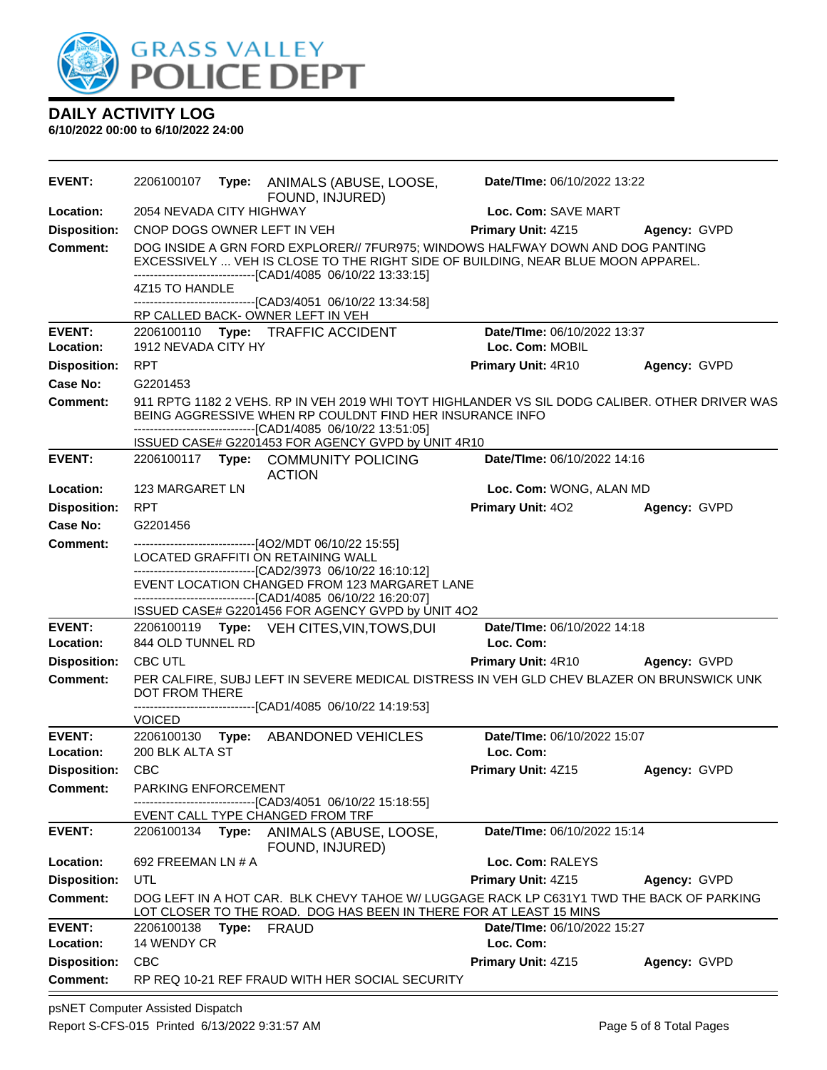# GRASS VALLEY POLICE DEPT

## DAILY ACTIVITY LOG

**6/10/2022 00:00 to 6/10/2022 24:00**

---

**EVENT:** 2206100107 **Type:** ANIMALS (ABUSE, LOOSE, FOUND, INJURED) **Date/TIme:** 06/10/2022 13:22
**Location:** 2054 NEVADA CITY HIGHWAY **Loc. Com:** SAVE MART
**Disposition:** CNOP DOGS OWNER LEFT IN VEH **Primary Unit:** 4Z15 **Agency:** GVPD
**Comment:** DOG INSIDE A GRN FORD EXPLORER// 7FUR975; WINDOWS HALFWAY DOWN AND DOG PANTING EXCESSIVELY ... VEH IS CLOSE TO THE RIGHT SIDE OF BUILDING, NEAR BLUE MOON APPAREL.
------------------------------[CAD1/4085 06/10/22 13:33:15]
4Z15 TO HANDLE
------------------------------[CAD3/4051 06/10/22 13:34:58]
RP CALLED BACK- OWNER LEFT IN VEH

---

**EVENT:** 2206100110 **Type:** TRAFFIC ACCIDENT **Date/TIme:** 06/10/2022 13:37
**Location:** 1912 NEVADA CITY HY **Loc. Com:** MOBIL
**Disposition:** RPT **Primary Unit:** 4R10 **Agency:** GVPD
**Case No:** G2201453
**Comment:** 911 RPTG 1182 2 VEHS. RP IN VEH 2019 WHI TOYT HIGHLANDER VS SIL DODG CALIBER. OTHER DRIVER WAS BEING AGGRESSIVE WHEN RP COULDNT FIND HER INSURANCE INFO
------------------------------[CAD1/4085 06/10/22 13:51:05]
ISSUED CASE# G2201453 FOR AGENCY GVPD by UNIT 4R10

---

**EVENT:** 2206100117 **Type:** COMMUNITY POLICING ACTION **Date/TIme:** 06/10/2022 14:16
**Location:** 123 MARGARET LN **Loc. Com:** WONG, ALAN MD
**Disposition:** RPT **Primary Unit:** 4O2 **Agency:** GVPD
**Case No:** G2201456
**Comment:** ------------------------------[4O2/MDT 06/10/22 15:55]
LOCATED GRAFFITI ON RETAINING WALL
------------------------------[CAD2/3973 06/10/22 16:10:12]
EVENT LOCATION CHANGED FROM 123 MARGARET LANE
------------------------------[CAD1/4085 06/10/22 16:20:07]
ISSUED CASE# G2201456 FOR AGENCY GVPD by UNIT 4O2

---

**EVENT:** 2206100119 **Type:** VEH CITES,VIN,TOWS,DUI **Date/TIme:** 06/10/2022 14:18
**Location:** 844 OLD TUNNEL RD **Loc. Com:**
**Disposition:** CBC UTL **Primary Unit:** 4R10 **Agency:** GVPD
**Comment:** PER CALFIRE, SUBJ LEFT IN SEVERE MEDICAL DISTRESS IN VEH GLD CHEV BLAZER ON BRUNSWICK UNK DOT FROM THERE
------------------------------[CAD1/4085 06/10/22 14:19:53]
VOICED

---

**EVENT:** 2206100130 **Type:** ABANDONED VEHICLES **Date/TIme:** 06/10/2022 15:07
**Location:** 200 BLK ALTA ST **Loc. Com:**
**Disposition:** CBC **Primary Unit:** 4Z15 **Agency:** GVPD
**Comment:** PARKING ENFORCEMENT
------------------------------[CAD3/4051 06/10/22 15:18:55]
EVENT CALL TYPE CHANGED FROM TRF

---

**EVENT:** 2206100134 **Type:** ANIMALS (ABUSE, LOOSE, FOUND, INJURED) **Date/TIme:** 06/10/2022 15:14
**Location:** 692 FREEMAN LN # A **Loc. Com:** RALEYS
**Disposition:** UTL **Primary Unit:** 4Z15 **Agency:** GVPD
**Comment:** DOG LEFT IN A HOT CAR. BLK CHEVY TAHOE W/ LUGGAGE RACK LP C631Y1 TWD THE BACK OF PARKING LOT CLOSER TO THE ROAD. DOG HAS BEEN IN THERE FOR AT LEAST 15 MINS

---

**EVENT:** 2206100138 **Type:** FRAUD **Date/TIme:** 06/10/2022 15:27
**Location:** 14 WENDY CR **Loc. Com:**
**Disposition:** CBC **Primary Unit:** 4Z15 **Agency:** GVPD
**Comment:** RP REQ 10-21 REF FRAUD WITH HER SOCIAL SECURITY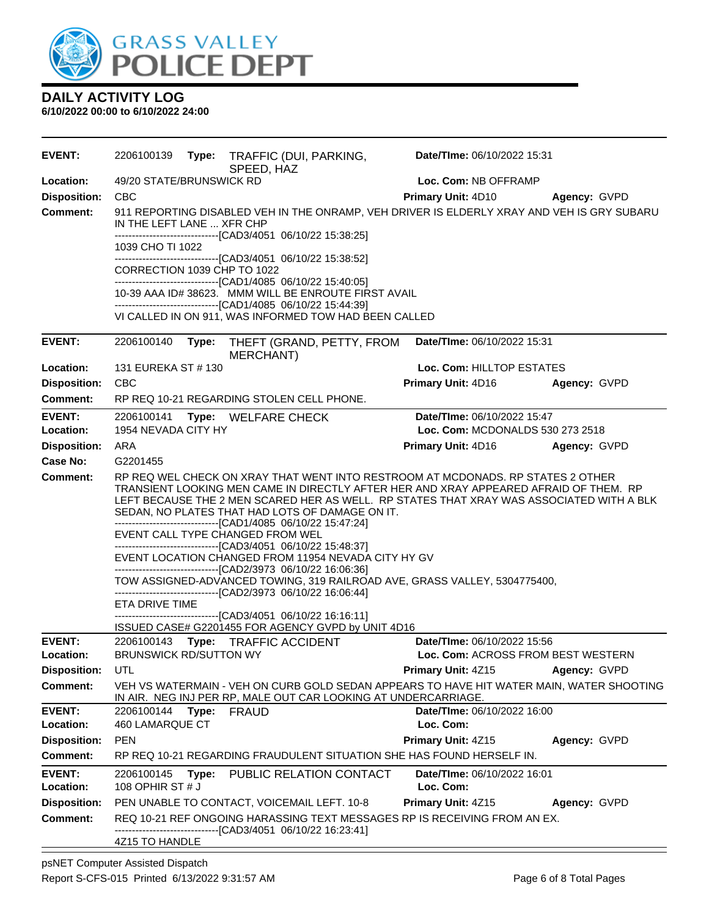GRASS VALLEY POLICE DEPT

# DAILY ACTIVITY LOG

**6/10/2022 00:00 to 6/10/2022 24:00**

---

**EVENT:** 2206100139 **Type:** TRAFFIC (DUI, PARKING, SPEED, HAZ **Date/TIme:** 06/10/2022 15:31
**Location:** 49/20 STATE/BRUNSWICK RD **Loc. Com:** NB OFFRAMP
**Disposition:** CBC **Primary Unit:** 4D10 **Agency:** GVPD
**Comment:** 911 REPORTING DISABLED VEH IN THE ONRAMP, VEH DRIVER IS ELDERLY XRAY AND VEH IS GRY SUBARU IN THE LEFT LANE ... XFR CHP
------------------------------[CAD3/4051 06/10/22 15:38:25]
1039 CHO TI 1022
------------------------------[CAD3/4051 06/10/22 15:38:52]
CORRECTION 1039 CHP TO 1022
------------------------------[CAD1/4085 06/10/22 15:40:05]
10-39 AAA ID# 38623. MMM WILL BE ENROUTE FIRST AVAIL
------------------------------[CAD1/4085 06/10/22 15:44:39]
VI CALLED IN ON 911, WAS INFORMED TOW HAD BEEN CALLED

---

**EVENT:** 2206100140 **Type:** THEFT (GRAND, PETTY, FROM MERCHANT) **Date/TIme:** 06/10/2022 15:31
**Location:** 131 EUREKA ST # 130 **Loc. Com:** HILLTOP ESTATES
**Disposition:** CBC **Primary Unit:** 4D16 **Agency:** GVPD
**Comment:** RP REQ 10-21 REGARDING STOLEN CELL PHONE.

---

**EVENT:** 2206100141 **Type:** WELFARE CHECK **Date/TIme:** 06/10/2022 15:47
**Location:** 1954 NEVADA CITY HY **Loc. Com:** MCDONALDS 530 273 2518
**Disposition:** ARA **Primary Unit:** 4D16 **Agency:** GVPD
**Case No:** G2201455
**Comment:** RP REQ WEL CHECK ON XRAY THAT WENT INTO RESTROOM AT MCDONADS. RP STATES 2 OTHER TRANSIENT LOOKING MEN CAME IN DIRECTLY AFTER HER AND XRAY APPEARED AFRAID OF THEM. RP LEFT BECAUSE THE 2 MEN SCARED HER AS WELL. RP STATES THAT XRAY WAS ASSOCIATED WITH A BLK SEDAN, NO PLATES THAT HAD LOTS OF DAMAGE ON IT.
------------------------------[CAD1/4085 06/10/22 15:47:24]
EVENT CALL TYPE CHANGED FROM WEL
------------------------------[CAD3/4051 06/10/22 15:48:37]
EVENT LOCATION CHANGED FROM 11954 NEVADA CITY HY GV
------------------------------[CAD2/3973 06/10/22 16:06:36]
TOW ASSIGNED-ADVANCED TOWING, 319 RAILROAD AVE, GRASS VALLEY, 5304775400,
------------------------------[CAD2/3973 06/10/22 16:06:44]
ETA DRIVE TIME
------------------------------[CAD3/4051 06/10/22 16:16:11]
ISSUED CASE# G2201455 FOR AGENCY GVPD by UNIT 4D16

---

**EVENT:** 2206100143 **Type:** TRAFFIC ACCIDENT **Date/TIme:** 06/10/2022 15:56
**Location:** BRUNSWICK RD/SUTTON WY **Loc. Com:** ACROSS FROM BEST WESTERN
**Disposition:** UTL **Primary Unit:** 4Z15 **Agency:** GVPD
**Comment:** VEH VS WATERMAIN - VEH ON CURB GOLD SEDAN APPEARS TO HAVE HIT WATER MAIN, WATER SHOOTING IN AIR. NEG INJ PER RP, MALE OUT CAR LOOKING AT UNDERCARRIAGE.

---

**EVENT:** 2206100144 **Type:** FRAUD **Date/TIme:** 06/10/2022 16:00
**Location:** 460 LAMARQUE CT **Loc. Com:**
**Disposition:** PEN **Primary Unit:** 4Z15 **Agency:** GVPD
**Comment:** RP REQ 10-21 REGARDING FRAUDULENT SITUATION SHE HAS FOUND HERSELF IN.

---

**EVENT:** 2206100145 **Type:** PUBLIC RELATION CONTACT **Date/TIme:** 06/10/2022 16:01
**Location:** 108 OPHIR ST # J **Loc. Com:**
**Disposition:** PEN UNABLE TO CONTACT, VOICEMAIL LEFT. 10-8 **Primary Unit:** 4Z15 **Agency:** GVPD
**Comment:** REQ 10-21 REF ONGOING HARASSING TEXT MESSAGES RP IS RECEIVING FROM AN EX.
------------------------------[CAD3/4051 06/10/22 16:23:41]
4Z15 TO HANDLE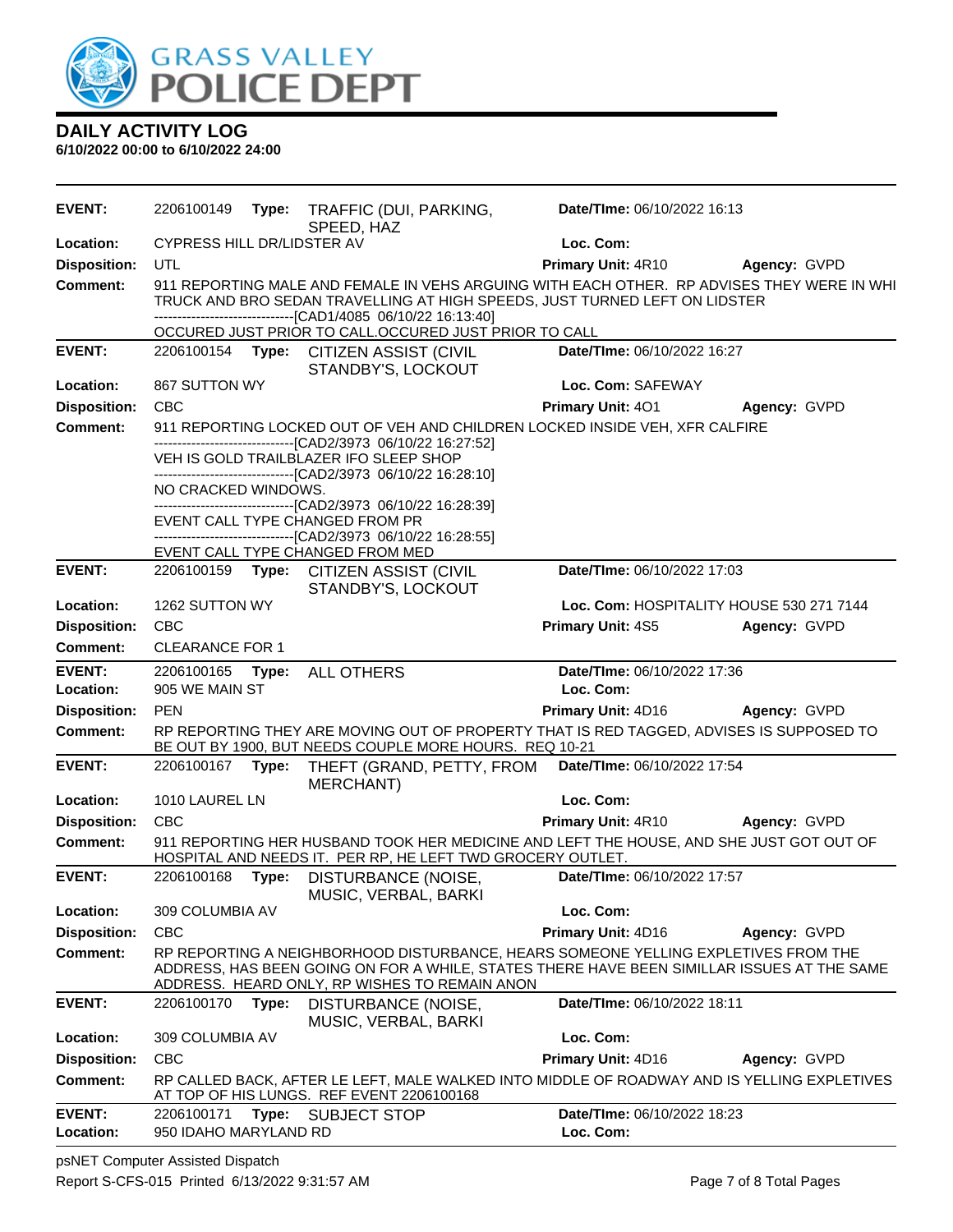# DAILY ACTIVITY LOG

**6/10/2022 00:00 to 6/10/2022 24:00**

| | | | |
|---|---|---|---|
| **EVENT:** | 2206100149 **Type:** TRAFFIC (DUI, PARKING, SPEED, HAZ | **Date/TIme:** 06/10/2022 16:13 | |
| **Location:** | CYPRESS HILL DR/LIDSTER AV | **Loc. Com:** | |
| **Disposition:** | UTL | **Primary Unit:** 4R10 | **Agency:** GVPD |
| **Comment:** | 911 REPORTING MALE AND FEMALE IN VEHS ARGUING WITH EACH OTHER. RP ADVISES THEY WERE IN WHI TRUCK AND BRO SEDAN TRAVELLING AT HIGH SPEEDS, JUST TURNED LEFT ON LIDSTER<br>------------------------------[CAD1/4085 06/10/22 16:13:40]<br>OCCURED JUST PRIOR TO CALL.OCCURED JUST PRIOR TO CALL | | |
| **EVENT:** | 2206100154 **Type:** CITIZEN ASSIST (CIVIL STANDBY'S, LOCKOUT | **Date/TIme:** 06/10/2022 16:27 | |
| **Location:** | 867 SUTTON WY | **Loc. Com:** SAFEWAY | |
| **Disposition:** | CBC | **Primary Unit:** 4O1 | **Agency:** GVPD |
| **Comment:** | 911 REPORTING LOCKED OUT OF VEH AND CHILDREN LOCKED INSIDE VEH, XFR CALFIRE<br>------------------------------[CAD2/3973 06/10/22 16:27:52]<br>VEH IS GOLD TRAILBLAZER IFO SLEEP SHOP<br>------------------------------[CAD2/3973 06/10/22 16:28:10]<br>NO CRACKED WINDOWS.<br>------------------------------[CAD2/3973 06/10/22 16:28:39]<br>EVENT CALL TYPE CHANGED FROM PR<br>------------------------------[CAD2/3973 06/10/22 16:28:55]<br>EVENT CALL TYPE CHANGED FROM MED | | |
| **EVENT:** | 2206100159 **Type:** CITIZEN ASSIST (CIVIL STANDBY'S, LOCKOUT | **Date/TIme:** 06/10/2022 17:03 | |
| **Location:** | 1262 SUTTON WY | **Loc. Com:** HOSPITALITY HOUSE 530 271 7144 | |
| **Disposition:** | CBC | **Primary Unit:** 4S5 | **Agency:** GVPD |
| **Comment:** | CLEARANCE FOR 1 | | |
| **EVENT:** | 2206100165 **Type:** ALL OTHERS | **Date/TIme:** 06/10/2022 17:36 | |
| **Location:** | 905 WE MAIN ST | **Loc. Com:** | |
| **Disposition:** | PEN | **Primary Unit:** 4D16 | **Agency:** GVPD |
| **Comment:** | RP REPORTING THEY ARE MOVING OUT OF PROPERTY THAT IS RED TAGGED, ADVISES IS SUPPOSED TO BE OUT BY 1900, BUT NEEDS COUPLE MORE HOURS. REQ 10-21 | | |
| **EVENT:** | 2206100167 **Type:** THEFT (GRAND, PETTY, FROM MERCHANT) | **Date/TIme:** 06/10/2022 17:54 | |
| **Location:** | 1010 LAUREL LN | **Loc. Com:** | |
| **Disposition:** | CBC | **Primary Unit:** 4R10 | **Agency:** GVPD |
| **Comment:** | 911 REPORTING HER HUSBAND TOOK HER MEDICINE AND LEFT THE HOUSE, AND SHE JUST GOT OUT OF HOSPITAL AND NEEDS IT. PER RP, HE LEFT TWD GROCERY OUTLET. | | |
| **EVENT:** | 2206100168 **Type:** DISTURBANCE (NOISE, MUSIC, VERBAL, BARKI | **Date/TIme:** 06/10/2022 17:57 | |
| **Location:** | 309 COLUMBIA AV | **Loc. Com:** | |
| **Disposition:** | CBC | **Primary Unit:** 4D16 | **Agency:** GVPD |
| **Comment:** | RP REPORTING A NEIGHBORHOOD DISTURBANCE, HEARS SOMEONE YELLING EXPLETIVES FROM THE ADDRESS, HAS BEEN GOING ON FOR A WHILE, STATES THERE HAVE BEEN SIMILLAR ISSUES AT THE SAME ADDRESS. HEARD ONLY, RP WISHES TO REMAIN ANON | | |
| **EVENT:** | 2206100170 **Type:** DISTURBANCE (NOISE, MUSIC, VERBAL, BARKI | **Date/TIme:** 06/10/2022 18:11 | |
| **Location:** | 309 COLUMBIA AV | **Loc. Com:** | |
| **Disposition:** | CBC | **Primary Unit:** 4D16 | **Agency:** GVPD |
| **Comment:** | RP CALLED BACK, AFTER LE LEFT, MALE WALKED INTO MIDDLE OF ROADWAY AND IS YELLING EXPLETIVES AT TOP OF HIS LUNGS. REF EVENT 2206100168 | | |
| **EVENT:** | 2206100171 **Type:** SUBJECT STOP | **Date/TIme:** 06/10/2022 18:23 | |
| **Location:** | 950 IDAHO MARYLAND RD | **Loc. Com:** | |

psNET Computer Assisted Dispatch

Report S-CFS-015 Printed 6/13/2022 9:31:57 AM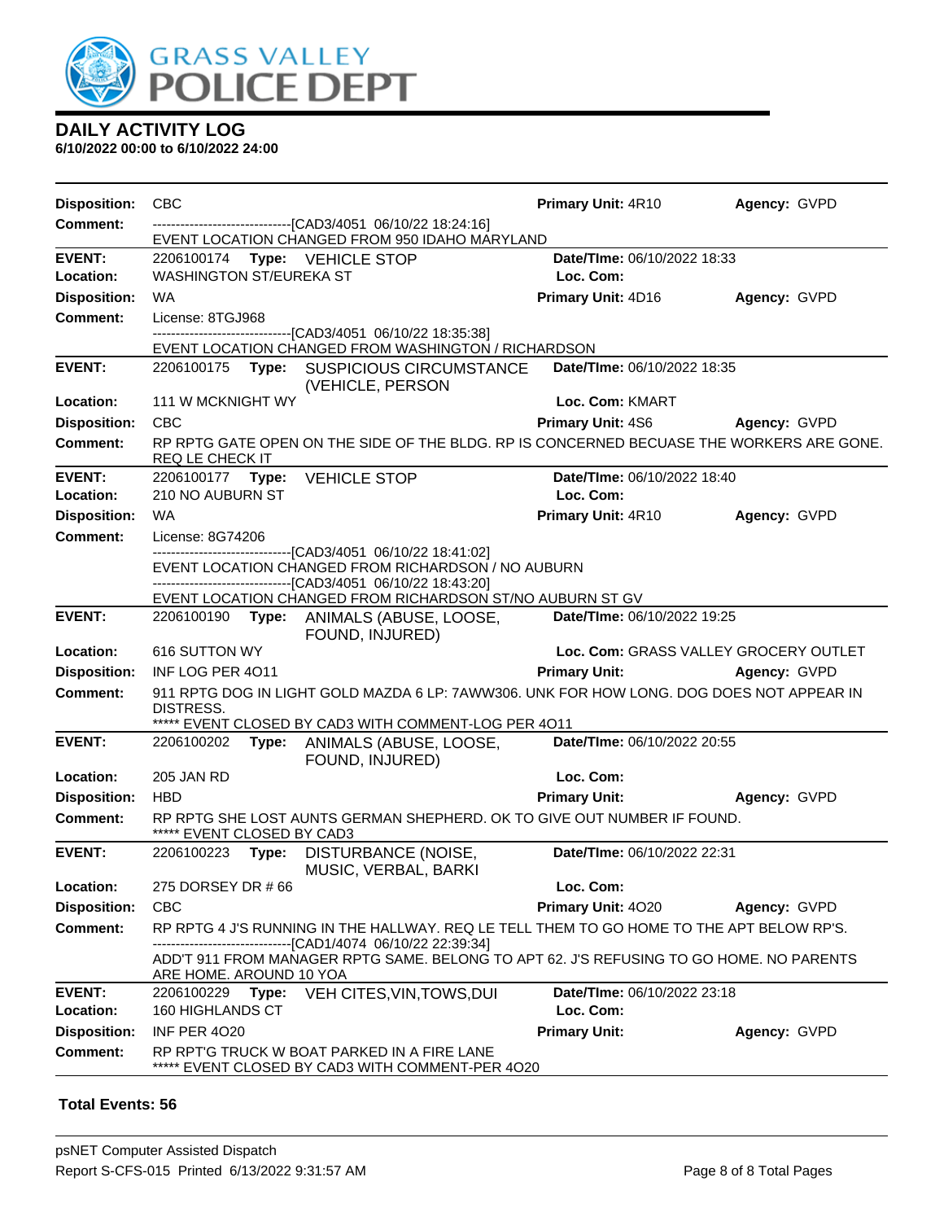# GRASS VALLEY POLICE DEPT

## DAILY ACTIVITY LOG

**6/10/2022 00:00 to 6/10/2022 24:00**

**Disposition:** CBC **Primary Unit:** 4R10 **Agency:** GVPD
**Comment:** ------------------------------[CAD3/4051 06/10/22 18:24:16]
EVENT LOCATION CHANGED FROM 950 IDAHO MARYLAND

---

**EVENT:** 2206100174 **Type:** VEHICLE STOP **Date/TIme:** 06/10/2022 18:33
**Location:** WASHINGTON ST/EUREKA ST **Loc. Com:**
**Disposition:** WA **Primary Unit:** 4D16 **Agency:** GVPD
**Comment:** License: 8TGJ968
------------------------------[CAD3/4051 06/10/22 18:35:38]
EVENT LOCATION CHANGED FROM WASHINGTON / RICHARDSON

---

**EVENT:** 2206100175 **Type:** SUSPICIOUS CIRCUMSTANCE (VEHICLE, PERSON **Date/TIme:** 06/10/2022 18:35
**Location:** 111 W MCKNIGHT WY **Loc. Com:** KMART
**Disposition:** CBC **Primary Unit:** 4S6 **Agency:** GVPD
**Comment:** RP RPTG GATE OPEN ON THE SIDE OF THE BLDG. RP IS CONCERNED BECUASE THE WORKERS ARE GONE. REQ LE CHECK IT

---

**EVENT:** 2206100177 **Type:** VEHICLE STOP **Date/TIme:** 06/10/2022 18:40
**Location:** 210 NO AUBURN ST **Loc. Com:**
**Disposition:** WA **Primary Unit:** 4R10 **Agency:** GVPD
**Comment:** License: 8G74206
------------------------------[CAD3/4051 06/10/22 18:41:02]
EVENT LOCATION CHANGED FROM RICHARDSON / NO AUBURN
------------------------------[CAD3/4051 06/10/22 18:43:20]
EVENT LOCATION CHANGED FROM RICHARDSON ST/NO AUBURN ST GV

---

**EVENT:** 2206100190 **Type:** ANIMALS (ABUSE, LOOSE, FOUND, INJURED) **Date/TIme:** 06/10/2022 19:25
**Location:** 616 SUTTON WY **Loc. Com:** GRASS VALLEY GROCERY OUTLET
**Disposition:** INF LOG PER 4O11 **Primary Unit:** **Agency:** GVPD
**Comment:** 911 RPTG DOG IN LIGHT GOLD MAZDA 6 LP: 7AWW306. UNK FOR HOW LONG. DOG DOES NOT APPEAR IN DISTRESS.
***** EVENT CLOSED BY CAD3 WITH COMMENT-LOG PER 4O11

---

**EVENT:** 2206100202 **Type:** ANIMALS (ABUSE, LOOSE, FOUND, INJURED) **Date/TIme:** 06/10/2022 20:55
**Location:** 205 JAN RD **Loc. Com:**
**Disposition:** HBD **Primary Unit:** **Agency:** GVPD
**Comment:** RP RPTG SHE LOST AUNTS GERMAN SHEPHERD. OK TO GIVE OUT NUMBER IF FOUND.
***** EVENT CLOSED BY CAD3

---

**EVENT:** 2206100223 **Type:** DISTURBANCE (NOISE, MUSIC, VERBAL, BARKI **Date/TIme:** 06/10/2022 22:31
**Location:** 275 DORSEY DR # 66 **Loc. Com:**
**Disposition:** CBC **Primary Unit:** 4O20 **Agency:** GVPD
**Comment:** RP RPTG 4 J'S RUNNING IN THE HALLWAY. REQ LE TELL THEM TO GO HOME TO THE APT BELOW RP'S.
------------------------------[CAD1/4074 06/10/22 22:39:34]
ADD'T 911 FROM MANAGER RPTG SAME. BELONG TO APT 62. J'S REFUSING TO GO HOME. NO PARENTS ARE HOME. AROUND 10 YOA

---

**EVENT:** 2206100229 **Type:** VEH CITES,VIN,TOWS,DUI **Date/TIme:** 06/10/2022 23:18
**Location:** 160 HIGHLANDS CT **Loc. Com:**
**Disposition:** INF PER 4O20 **Primary Unit:** **Agency:** GVPD
**Comment:** RP RPT'G TRUCK W BOAT PARKED IN A FIRE LANE
***** EVENT CLOSED BY CAD3 WITH COMMENT-PER 4O20

---

**Total Events: 56**